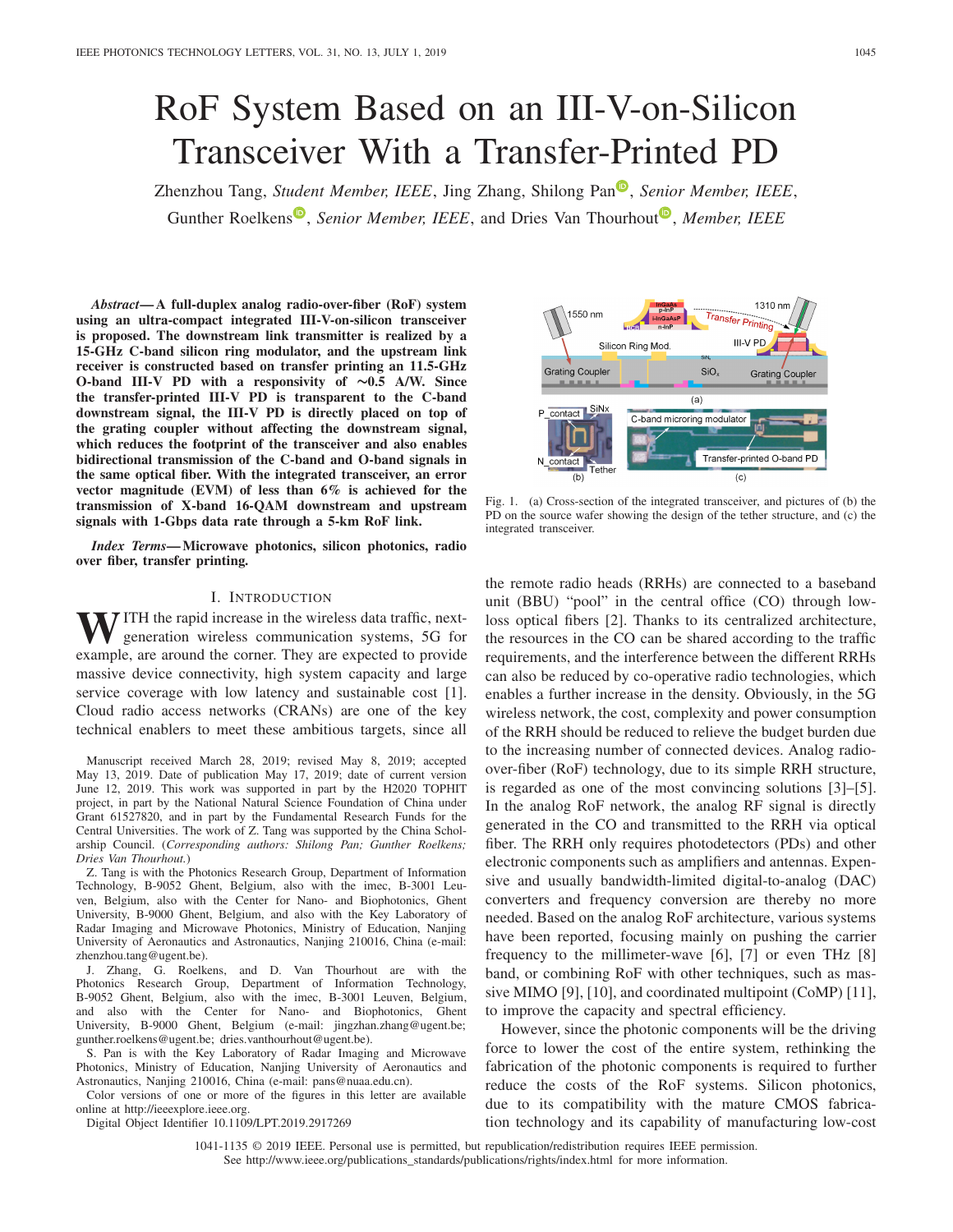# RoF System Based on an III-V-on-Silicon Transceiver With a Transfer-Printed PD

Zhenzhou Tang, *Student Member, IEEE*, Jing Zhang, Shilong Pan, *Senior Member, IEEE*, Gunther Roelkens, *Senior Member, IEEE*, and Dries Van Thourhout, *Member, IEEE*

***Abstract*— A full-duplex analog radio-over-fiber (RoF) system using an ultra-compact integrated III-V-on-silicon transceiver is proposed. The downstream link transmitter is realized by a 15-GHz C-band silicon ring modulator, and the upstream link receiver is constructed based on transfer printing an 11.5-GHz O-band III-V PD with a responsivity of ~0.5 A/W. Since the transfer-printed III-V PD is transparent to the C-band downstream signal, the III-V PD is directly placed on top of the grating coupler without affecting the downstream signal, which reduces the footprint of the transceiver and also enables bidirectional transmission of the C-band and O-band signals in the same optical fiber. With the integrated transceiver, an error vector magnitude (EVM) of less than 6% is achieved for the transmission of X-band 16-QAM downstream and upstream signals with 1-Gbps data rate through a 5-km RoF link.**

***Index Terms*— Microwave photonics, silicon photonics, radio over fiber, transfer printing.**

## I. Introduction

WITH the rapid increase in the wireless data traffic, next-generation wireless communication systems, 5G for example, are around the corner. They are expected to provide massive device connectivity, high system capacity and large service coverage with low latency and sustainable cost [1]. Cloud radio access networks (CRANs) are one of the key technical enablers to meet these ambitious targets, since all the remote radio heads (RRHs) are connected to a baseband unit (BBU) "pool" in the central office (CO) through low-loss optical fibers [2]. Thanks to its centralized architecture, the resources in the CO can be shared according to the traffic requirements, and the interference between the different RRHs can also be reduced by co-operative radio technologies, which enables a further increase in the density. Obviously, in the 5G wireless network, the cost, complexity and power consumption of the RRH should be reduced to relieve the budget burden due to the increasing number of connected devices. Analog radio-over-fiber (RoF) technology, due to its simple RRH structure, is regarded as one of the most convincing solutions [3]–[5]. In the analog RoF network, the analog RF signal is directly generated in the CO and transmitted to the RRH via optical fiber. The RRH only requires photodetectors (PDs) and other electronic components such as amplifiers and antennas. Expensive and usually bandwidth-limited digital-to-analog (DAC) converters and frequency conversion are thereby no more needed. Based on the analog RoF architecture, various systems have been reported, focusing mainly on pushing the carrier frequency to the millimeter-wave [6], [7] or even THz [8] band, or combining RoF with other techniques, such as massive MIMO [9], [10], and coordinated multipoint (CoMP) [11], to improve the capacity and spectral efficiency.

However, since the photonic components will be the driving force to lower the cost of the entire system, rethinking the fabrication of the photonic components is required to further reduce the costs of the RoF systems. Silicon photonics, due to its compatibility with the mature CMOS fabrication technology and its capability of manufacturing low-cost

Fig. 1. (a) Cross-section of the integrated transceiver, and pictures of (b) the PD on the source wafer showing the design of the tether structure, and (c) the integrated transceiver.

Manuscript received March 28, 2019; revised May 8, 2019; accepted May 13, 2019. Date of publication May 17, 2019; date of current version June 12, 2019. This work was supported in part by the H2020 TOPHIT project, in part by the National Natural Science Foundation of China under Grant 61527820, and in part by the Fundamental Research Funds for the Central Universities. The work of Z. Tang was supported by the China Scholarship Council. (*Corresponding authors: Shilong Pan; Gunther Roelkens; Dries Van Thourhout.*)

Z. Tang is with the Photonics Research Group, Department of Information Technology, B-9052 Ghent, Belgium, also with the imec, B-3001 Leuven, Belgium, also with the Center for Nano- and Biophotonics, Ghent University, B-9000 Ghent, Belgium, and also with the Key Laboratory of Radar Imaging and Microwave Photonics, Ministry of Education, Nanjing University of Aeronautics and Astronautics, Nanjing 210016, China (e-mail: zhenzhou.tang@ugent.be).

J. Zhang, G. Roelkens, and D. Van Thourhout are with the Photonics Research Group, Department of Information Technology, B-9052 Ghent, Belgium, also with the imec, B-3001 Leuven, Belgium, and also with the Center for Nano- and Biophotonics, Ghent University, B-9000 Ghent, Belgium (e-mail: jingzhan.zhang@ugent.be; gunther.roelkens@ugent.be; dries.vanthourhout@ugent.be).

S. Pan is with the Key Laboratory of Radar Imaging and Microwave Photonics, Ministry of Education, Nanjing University of Aeronautics and Astronautics, Nanjing 210016, China (e-mail: pans@nuaa.edu.cn).

Color versions of one or more of the figures in this letter are available online at http://ieeexplore.ieee.org.

Digital Object Identifier 10.1109/LPT.2019.2917269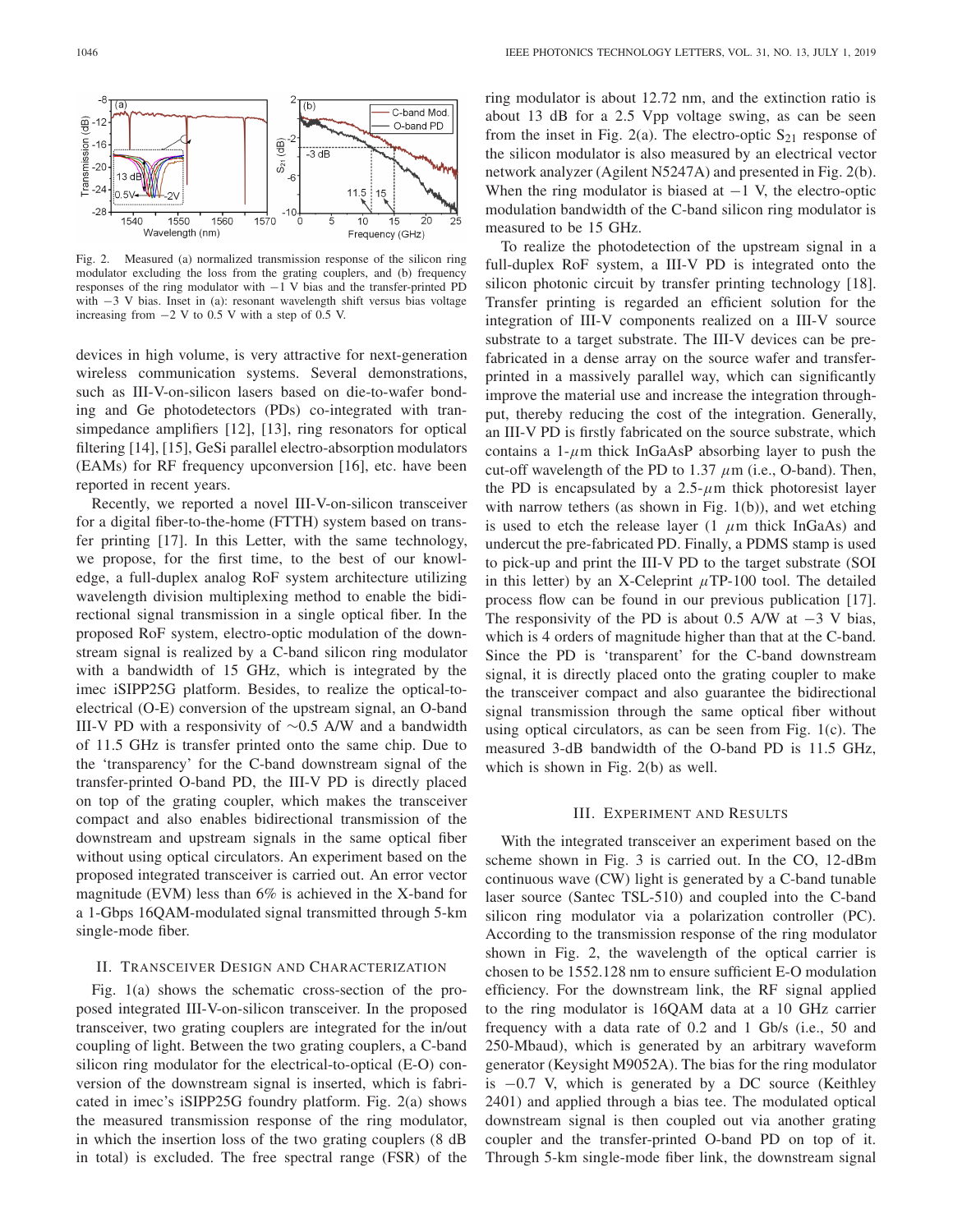Fig. 2. Measured (a) normalized transmission response of the silicon ring modulator excluding the loss from the grating couplers, and (b) frequency responses of the ring modulator with −1 V bias and the transfer-printed PD with −3 V bias. Inset in (a): resonant wavelength shift versus bias voltage increasing from −2 V to 0.5 V with a step of 0.5 V.

devices in high volume, is very attractive for next-generation wireless communication systems. Several demonstrations, such as III-V-on-silicon lasers based on die-to-wafer bonding and Ge photodetectors (PDs) co-integrated with transimpedance amplifiers [12], [13], ring resonators for optical filtering [14], [15], GeSi parallel electro-absorption modulators (EAMs) for RF frequency upconversion [16], etc. have been reported in recent years.

Recently, we reported a novel III-V-on-silicon transceiver for a digital fiber-to-the-home (FTTH) system based on transfer printing [17]. In this Letter, with the same technology, we propose, for the first time, to the best of our knowledge, a full-duplex analog RoF system architecture utilizing wavelength division multiplexing method to enable the bidirectional signal transmission in a single optical fiber. In the proposed RoF system, electro-optic modulation of the downstream signal is realized by a C-band silicon ring modulator with a bandwidth of 15 GHz, which is integrated by the imec iSIPP25G platform. Besides, to realize the optical-to-electrical (O-E) conversion of the upstream signal, an O-band III-V PD with a responsivity of ~0.5 A/W and a bandwidth of 11.5 GHz is transfer printed onto the same chip. Due to the 'transparency' for the C-band downstream signal of the transfer-printed O-band PD, the III-V PD is directly placed on top of the grating coupler, which makes the transceiver compact and also enables bidirectional transmission of the downstream and upstream signals in the same optical fiber without using optical circulators. An experiment based on the proposed integrated transceiver is carried out. An error vector magnitude (EVM) less than 6% is achieved in the X-band for a 1-Gbps 16QAM-modulated signal transmitted through 5-km single-mode fiber.

## II. Transceiver Design and Characterization

Fig. 1(a) shows the schematic cross-section of the proposed integrated III-V-on-silicon transceiver. In the proposed transceiver, two grating couplers are integrated for the in/out coupling of light. Between the two grating couplers, a C-band silicon ring modulator for the electrical-to-optical (E-O) conversion of the downstream signal is inserted, which is fabricated in imec's iSIPP25G foundry platform. Fig. 2(a) shows the measured transmission response of the ring modulator, in which the insertion loss of the two grating couplers (8 dB in total) is excluded. The free spectral range (FSR) of the ring modulator is about 12.72 nm, and the extinction ratio is about 13 dB for a 2.5 Vpp voltage swing, as can be seen from the inset in Fig. 2(a). The electro-optic $S_{21}$ response of the silicon modulator is also measured by an electrical vector network analyzer (Agilent N5247A) and presented in Fig. 2(b). When the ring modulator is biased at −1 V, the electro-optic modulation bandwidth of the C-band silicon ring modulator is measured to be 15 GHz.

To realize the photodetection of the upstream signal in a full-duplex RoF system, a III-V PD is integrated onto the silicon photonic circuit by transfer printing technology [18]. Transfer printing is regarded an efficient solution for the integration of III-V components realized on a III-V source substrate to a target substrate. The III-V devices can be pre-fabricated in a dense array on the source wafer and transfer-printed in a massively parallel way, which can significantly improve the material use and increase the integration throughput, thereby reducing the cost of the integration. Generally, an III-V PD is firstly fabricated on the source substrate, which contains a 1-$\mu$m thick InGaAsP absorbing layer to push the cut-off wavelength of the PD to 1.37 $\mu$m (i.e., O-band). Then, the PD is encapsulated by a 2.5-$\mu$m thick photoresist layer with narrow tethers (as shown in Fig. 1(b)), and wet etching is used to etch the release layer (1 $\mu$m thick InGaAs) and undercut the pre-fabricated PD. Finally, a PDMS stamp is used to pick-up and print the III-V PD to the target substrate (SOI in this letter) by an X-Celeprint $\mu$TP-100 tool. The detailed process flow can be found in our previous publication [17]. The responsivity of the PD is about 0.5 A/W at −3 V bias, which is 4 orders of magnitude higher than that at the C-band. Since the PD is 'transparent' for the C-band downstream signal, it is directly placed onto the grating coupler to make the transceiver compact and also guarantee the bidirectional signal transmission through the same optical fiber without using optical circulators, as can be seen from Fig. 1(c). The measured 3-dB bandwidth of the O-band PD is 11.5 GHz, which is shown in Fig. 2(b) as well.

## III. Experiment and Results

With the integrated transceiver an experiment based on the scheme shown in Fig. 3 is carried out. In the CO, 12-dBm continuous wave (CW) light is generated by a C-band tunable laser source (Santec TSL-510) and coupled into the C-band silicon ring modulator via a polarization controller (PC). According to the transmission response of the ring modulator shown in Fig. 2, the wavelength of the optical carrier is chosen to be 1552.128 nm to ensure sufficient E-O modulation efficiency. For the downstream link, the RF signal applied to the ring modulator is 16QAM data at a 10 GHz carrier frequency with a data rate of 0.2 and 1 Gb/s (i.e., 50 and 250-Mbaud), which is generated by an arbitrary waveform generator (Keysight M9052A). The bias for the ring modulator is −0.7 V, which is generated by a DC source (Keithley 2401) and applied through a bias tee. The modulated optical downstream signal is then coupled out via another grating coupler and the transfer-printed O-band PD on top of it. Through 5-km single-mode fiber link, the downstream signal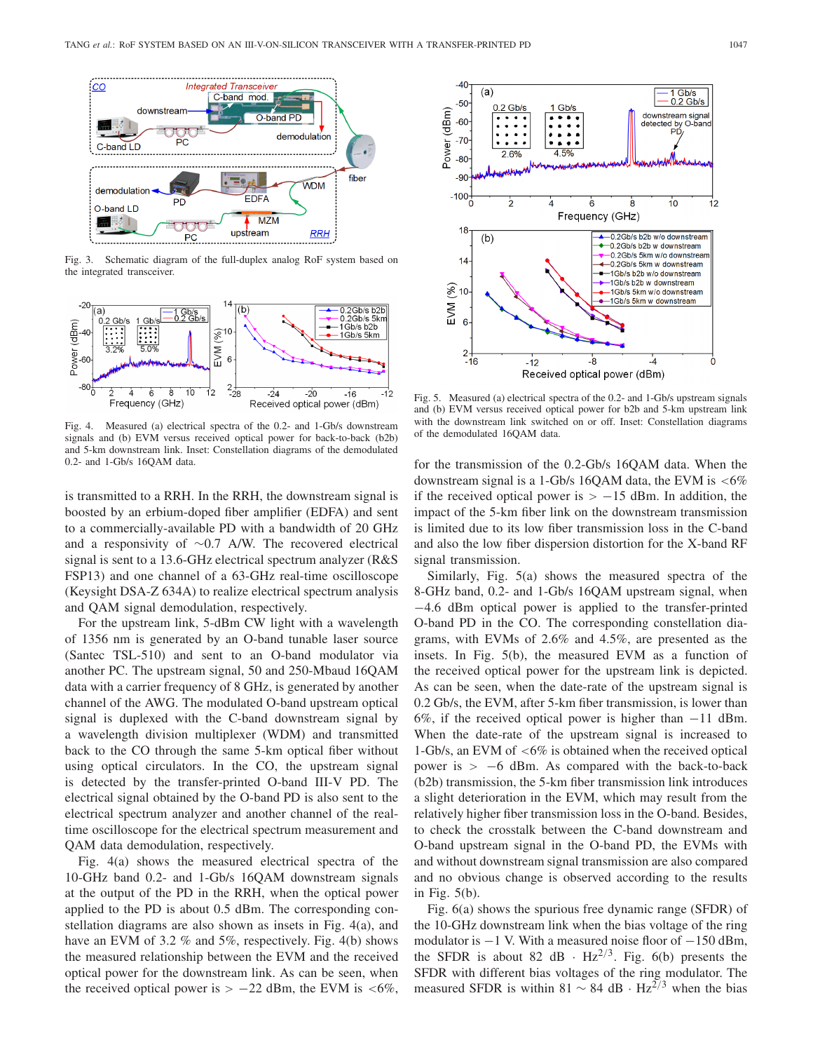Fig. 3. Schematic diagram of the full-duplex analog RoF system based on the integrated transceiver.

Fig. 4. Measured (a) electrical spectra of the 0.2- and 1-Gb/s downstream signals and (b) EVM versus received optical power for back-to-back (b2b) and 5-km downstream link. Inset: Constellation diagrams of the demodulated 0.2- and 1-Gb/s 16QAM data.

is transmitted to a RRH. In the RRH, the downstream signal is boosted by an erbium-doped fiber amplifier (EDFA) and sent to a commercially-available PD with a bandwidth of 20 GHz and a responsivity of ~0.7 A/W. The recovered electrical signal is sent to a 13.6-GHz electrical spectrum analyzer (R&S FSP13) and one channel of a 63-GHz real-time oscilloscope (Keysight DSA-Z 634A) to realize electrical spectrum analysis and QAM signal demodulation, respectively.

For the upstream link, 5-dBm CW light with a wavelength of 1356 nm is generated by an O-band tunable laser source (Santec TSL-510) and sent to an O-band modulator via another PC. The upstream signal, 50 and 250-Mbaud 16QAM data with a carrier frequency of 8 GHz, is generated by another channel of the AWG. The modulated O-band upstream optical signal is duplexed with the C-band downstream signal by a wavelength division multiplexer (WDM) and transmitted back to the CO through the same 5-km optical fiber without using optical circulators. In the CO, the upstream signal is detected by the transfer-printed O-band III-V PD. The electrical signal obtained by the O-band PD is also sent to the electrical spectrum analyzer and another channel of the real-time oscilloscope for the electrical spectrum measurement and QAM data demodulation, respectively.

Fig. 4(a) shows the measured electrical spectra of the 10-GHz band 0.2- and 1-Gb/s 16QAM downstream signals at the output of the PD in the RRH, when the optical power applied to the PD is about 0.5 dBm. The corresponding constellation diagrams are also shown as insets in Fig. 4(a), and have an EVM of 3.2 % and 5%, respectively. Fig. 4(b) shows the measured relationship between the EVM and the received optical power for the downstream link. As can be seen, when the received optical power is > −22 dBm, the EVM is <6%, for the transmission of the 0.2-Gb/s 16QAM data. When the downstream signal is a 1-Gb/s 16QAM data, the EVM is <6% if the received optical power is > −15 dBm. In addition, the impact of the 5-km fiber link on the downstream transmission is limited due to its low fiber transmission loss in the C-band and also the low fiber dispersion distortion for the X-band RF signal transmission.

Fig. 5. Measured (a) electrical spectra of the 0.2- and 1-Gb/s upstream signals and (b) EVM versus received optical power for b2b and 5-km upstream link with the downstream link switched on or off. Inset: Constellation diagrams of the demodulated 16QAM data.

Similarly, Fig. 5(a) shows the measured spectra of the 8-GHz band, 0.2- and 1-Gb/s 16QAM upstream signal, when −4.6 dBm optical power is applied to the transfer-printed O-band PD in the CO. The corresponding constellation diagrams, with EVMs of 2.6% and 4.5%, are presented as the insets. In Fig. 5(b), the measured EVM as a function of the received optical power for the upstream link is depicted. As can be seen, when the date-rate of the upstream signal is 0.2 Gb/s, the EVM, after 5-km fiber transmission, is lower than 6%, if the received optical power is higher than −11 dBm. When the date-rate of the upstream signal is increased to 1-Gb/s, an EVM of <6% is obtained when the received optical power is > −6 dBm. As compared with the back-to-back (b2b) transmission, the 5-km fiber transmission link introduces a slight deterioration in the EVM, which may result from the relatively higher fiber transmission loss in the O-band. Besides, to check the crosstalk between the C-band downstream and O-band upstream signal in the O-band PD, the EVMs with and without downstream signal transmission are also compared and no obvious change is observed according to the results in Fig. 5(b).

Fig. 6(a) shows the spurious free dynamic range (SFDR) of the 10-GHz downstream link when the bias voltage of the ring modulator is −1 V. With a measured noise floor of −150 dBm, the SFDR is about 82 dB · $Hz^{2/3}$. Fig. 6(b) presents the SFDR with different bias voltages of the ring modulator. The measured SFDR is within 81 ~ 84 dB · $Hz^{2/3}$ when the bias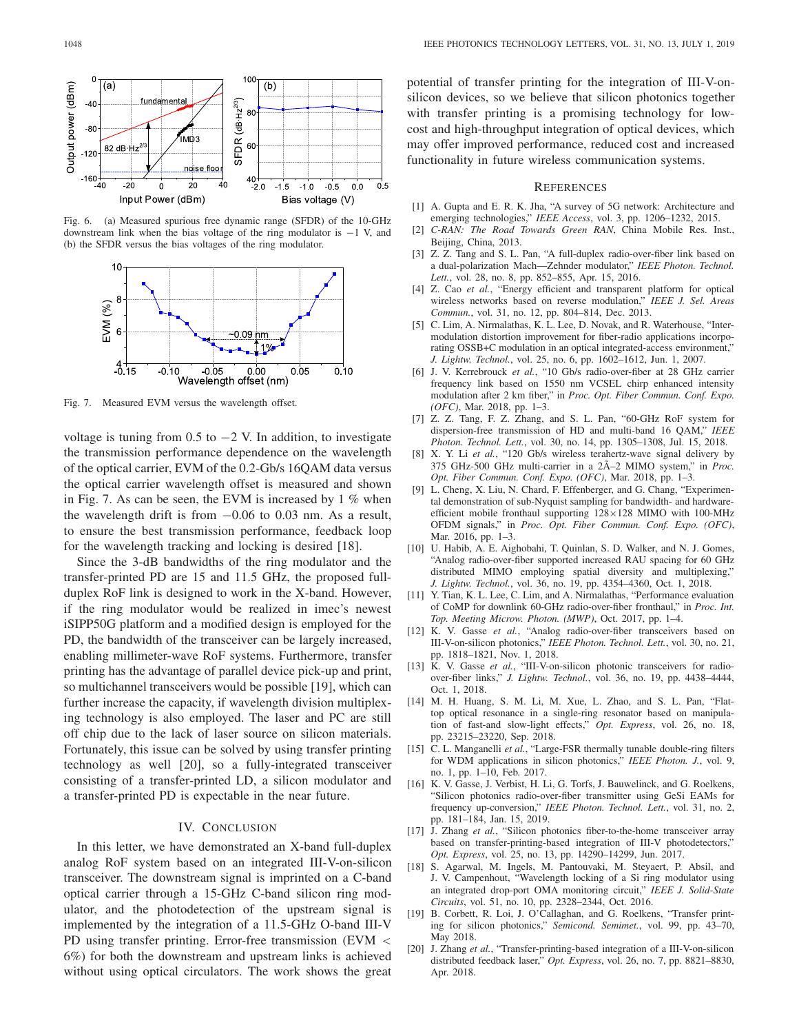(a)

Output power (dBm)

0, -40, -80, -120, -160

fundamental

82 dB·Hz$^{2/3}$

IMD3

noise floor

-40, -20, 0, 20, 40

Input Power (dBm)

(b)

SFDR (dB·Hz$^{2/3}$)

100, 80, 60, 40

-2.0, -1.5, -1.0, -0.5, 0.0, 0.5

Bias voltage (V)

Fig. 6. (a) Measured spurious free dynamic range (SFDR) of the 10-GHz downstream link when the bias voltage of the ring modulator is −1 V, and (b) the SFDR versus the bias voltages of the ring modulator.

EVM (%)

10, 8, 6, 4

~0.09 nm

1%

-0.15, -0.10, -0.05, 0.00, 0.05, 0.10

Wavelength offset (nm)

Fig. 7. Measured EVM versus the wavelength offset.

voltage is tuning from 0.5 to −2 V. In addition, to investigate the transmission performance dependence on the wavelength of the optical carrier, EVM of the 0.2-Gb/s 16QAM data versus the optical carrier wavelength offset is measured and shown in Fig. 7. As can be seen, the EVM is increased by 1 % when the wavelength drift is from −0.06 to 0.03 nm. As a result, to ensure the best transmission performance, feedback loop for the wavelength tracking and locking is desired [18].

Since the 3-dB bandwidths of the ring modulator and the transfer-printed PD are 15 and 11.5 GHz, the proposed full-duplex RoF link is designed to work in the X-band. However, if the ring modulator would be realized in imec's newest iSIPP50G platform and a modified design is employed for the PD, the bandwidth of the transceiver can be largely increased, enabling millimeter-wave RoF systems. Furthermore, transfer printing has the advantage of parallel device pick-up and print, so multichannel transceivers would be possible [19], which can further increase the capacity, if wavelength division multiplexing technology is also employed. The laser and PC are still off chip due to the lack of laser source on silicon materials. Fortunately, this issue can be solved by using transfer printing technology as well [20], so a fully-integrated transceiver consisting of a transfer-printed LD, a silicon modulator and a transfer-printed PD is expectable in the near future.

## IV. Conclusion

In this letter, we have demonstrated an X-band full-duplex analog RoF system based on an integrated III-V-on-silicon transceiver. The downstream signal is imprinted on a C-band optical carrier through a 15-GHz C-band silicon ring modulator, and the photodetection of the upstream signal is implemented by the integration of a 11.5-GHz O-band III-V PD using transfer printing. Error-free transmission (EVM < 6%) for both the downstream and upstream links is achieved without using optical circulators. The work shows the great potential of transfer printing for the integration of III-V-on-silicon devices, so we believe that silicon photonics together with transfer printing is a promising technology for low-cost and high-throughput integration of optical devices, which may offer improved performance, reduced cost and increased functionality in future wireless communication systems.

## References

[1] A. Gupta and E. R. K. Jha, "A survey of 5G network: Architecture and emerging technologies," *IEEE Access*, vol. 3, pp. 1206–1232, 2015.

[2] *C-RAN: The Road Towards Green RAN*, China Mobile Res. Inst., Beijing, China, 2013.

[3] Z. Z. Tang and S. L. Pan, "A full-duplex radio-over-fiber link based on a dual-polarization Mach—Zehnder modulator," *IEEE Photon. Technol. Lett.*, vol. 28, no. 8, pp. 852–855, Apr. 15, 2016.

[4] Z. Cao *et al.*, "Energy efficient and transparent platform for optical wireless networks based on reverse modulation," *IEEE J. Sel. Areas Commun.*, vol. 31, no. 12, pp. 804–814, Dec. 2013.

[5] C. Lim, A. Nirmalathas, K. L. Lee, D. Novak, and R. Waterhouse, "Intermodulation distortion improvement for fiber-radio applications incorporating OSSB+C modulation in an optical integrated-access environment," *J. Lightw. Technol.*, vol. 25, no. 6, pp. 1602–1612, Jun. 1, 2007.

[6] J. V. Kerrebrouck *et al.*, "10 Gb/s radio-over-fiber at 28 GHz carrier frequency link based on 1550 nm VCSEL chirp enhanced intensity modulation after 2 km fiber," in *Proc. Opt. Fiber Commun. Conf. Expo. (OFC)*, Mar. 2018, pp. 1–3.

[7] Z. Z. Tang, F. Z. Zhang, and S. L. Pan, "60-GHz RoF system for dispersion-free transmission of HD and multi-band 16 QAM," *IEEE Photon. Technol. Lett.*, vol. 30, no. 14, pp. 1305–1308, Jul. 15, 2018.

[8] X. Y. Li *et al.*, "120 Gb/s wireless terahertz-wave signal delivery by 375 GHz-500 GHz multi-carrier in a 2Ã–2 MIMO system," in *Proc. Opt. Fiber Commun. Conf. Expo. (OFC)*, Mar. 2018, pp. 1–3.

[9] L. Cheng, X. Liu, N. Chard, F. Effenberger, and G. Chang, "Experimental demonstration of sub-Nyquist sampling for bandwidth- and hardware-efficient mobile fronthaul supporting 128×128 MIMO with 100-MHz OFDM signals," in *Proc. Opt. Fiber Commun. Conf. Expo. (OFC)*, Mar. 2016, pp. 1–3.

[10] U. Habib, A. E. Aighobahi, T. Quinlan, S. D. Walker, and N. J. Gomes, "Analog radio-over-fiber supported increased RAU spacing for 60 GHz distributed MIMO employing spatial diversity and multiplexing," *J. Lightw. Technol.*, vol. 36, no. 19, pp. 4354–4360, Oct. 1, 2018.

[11] Y. Tian, K. L. Lee, C. Lim, and A. Nirmalathas, "Performance evaluation of CoMP for downlink 60-GHz radio-over-fiber fronthaul," in *Proc. Int. Top. Meeting Microw. Photon. (MWP)*, Oct. 2017, pp. 1–4.

[12] K. V. Gasse *et al.*, "Analog radio-over-fiber transceivers based on III-V-on-silicon photonics," *IEEE Photon. Technol. Lett.*, vol. 30, no. 21, pp. 1818–1821, Nov. 1, 2018.

[13] K. V. Gasse *et al.*, "III-V-on-silicon photonic transceivers for radio-over-fiber links," *J. Lightw. Technol.*, vol. 36, no. 19, pp. 4438–4444, Oct. 1, 2018.

[14] M. H. Huang, S. M. Li, M. Xue, L. Zhao, and S. L. Pan, "Flat-top optical resonance in a single-ring resonator based on manipulation of fast-and slow-light effects," *Opt. Express*, vol. 26, no. 18, pp. 23215–23220, Sep. 2018.

[15] C. L. Manganelli *et al.*, "Large-FSR thermally tunable double-ring filters for WDM applications in silicon photonics," *IEEE Photon. J.*, vol. 9, no. 1, pp. 1–10, Feb. 2017.

[16] K. V. Gasse, J. Verbist, H. Li, G. Torfs, J. Bauwelinck, and G. Roelkens, "Silicon photonics radio-over-fiber transmitter using GeSi EAMs for frequency up-conversion," *IEEE Photon. Technol. Lett.*, vol. 31, no. 2, pp. 181–184, Jan. 15, 2019.

[17] J. Zhang *et al.*, "Silicon photonics fiber-to-the-home transceiver array based on transfer-printing-based integration of III-V photodetectors," *Opt. Express*, vol. 25, no. 13, pp. 14290–14299, Jun. 2017.

[18] S. Agarwal, M. Ingels, M. Pantouvaki, M. Steyaert, P. Absil, and J. V. Campenhout, "Wavelength locking of a Si ring modulator using an integrated drop-port OMA monitoring circuit," *IEEE J. Solid-State Circuits*, vol. 51, no. 10, pp. 2328–2344, Oct. 2016.

[19] B. Corbett, R. Loi, J. O'Callaghan, and G. Roelkens, "Transfer printing for silicon photonics," *Semicond. Semimet.*, vol. 99, pp. 43–70, May 2018.

[20] J. Zhang *et al.*, "Transfer-printing-based integration of a III-V-on-silicon distributed feedback laser," *Opt. Express*, vol. 26, no. 7, pp. 8821–8830, Apr. 2018.